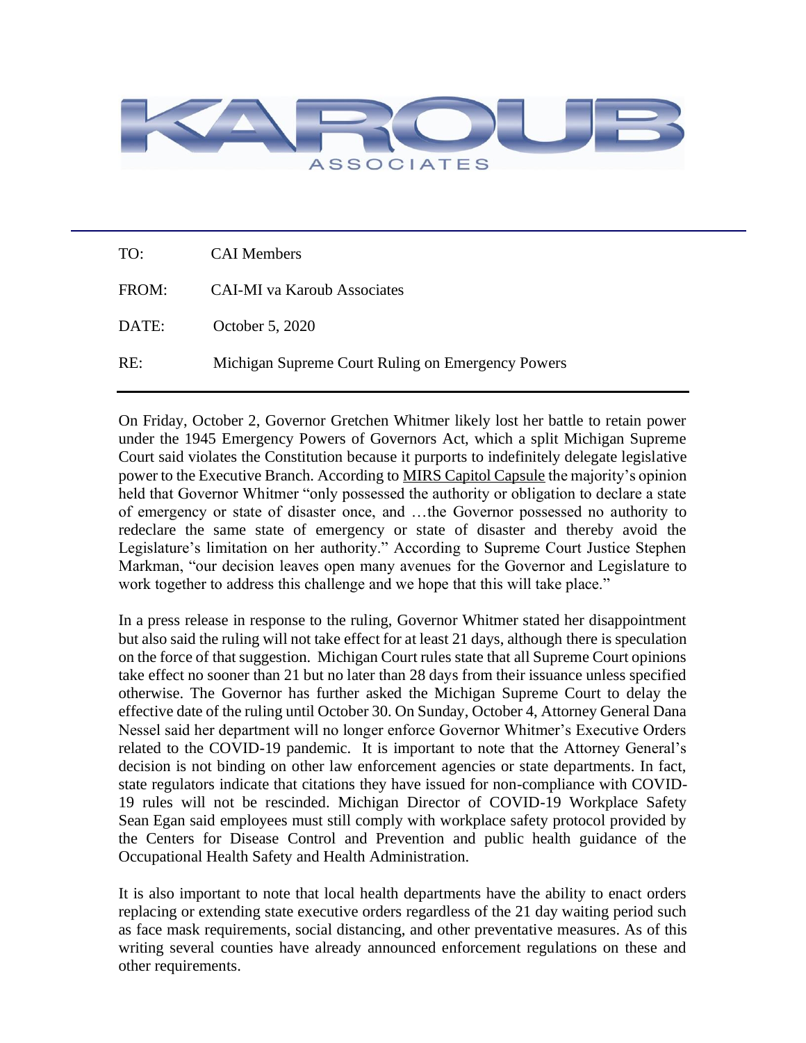KAROUB ASSOCIATES

| | |
|---|---|
| TO: | CAI Members |
| FROM: | CAI-MI va Karoub Associates |
| DATE: | October 5, 2020 |
| RE: | Michigan Supreme Court Ruling on Emergency Powers |

On Friday, October 2, Governor Gretchen Whitmer likely lost her battle to retain power under the 1945 Emergency Powers of Governors Act, which a split Michigan Supreme Court said violates the Constitution because it purports to indefinitely delegate legislative power to the Executive Branch. According to MIRS Capitol Capsule the majority's opinion held that Governor Whitmer "only possessed the authority or obligation to declare a state of emergency or state of disaster once, and …the Governor possessed no authority to redeclare the same state of emergency or state of disaster and thereby avoid the Legislature's limitation on her authority." According to Supreme Court Justice Stephen Markman, "our decision leaves open many avenues for the Governor and Legislature to work together to address this challenge and we hope that this will take place."

In a press release in response to the ruling, Governor Whitmer stated her disappointment but also said the ruling will not take effect for at least 21 days, although there is speculation on the force of that suggestion. Michigan Court rules state that all Supreme Court opinions take effect no sooner than 21 but no later than 28 days from their issuance unless specified otherwise. The Governor has further asked the Michigan Supreme Court to delay the effective date of the ruling until October 30. On Sunday, October 4, Attorney General Dana Nessel said her department will no longer enforce Governor Whitmer's Executive Orders related to the COVID-19 pandemic. It is important to note that the Attorney General's decision is not binding on other law enforcement agencies or state departments. In fact, state regulators indicate that citations they have issued for non-compliance with COVID-19 rules will not be rescinded. Michigan Director of COVID-19 Workplace Safety Sean Egan said employees must still comply with workplace safety protocol provided by the Centers for Disease Control and Prevention and public health guidance of the Occupational Health Safety and Health Administration.

It is also important to note that local health departments have the ability to enact orders replacing or extending state executive orders regardless of the 21 day waiting period such as face mask requirements, social distancing, and other preventative measures. As of this writing several counties have already announced enforcement regulations on these and other requirements.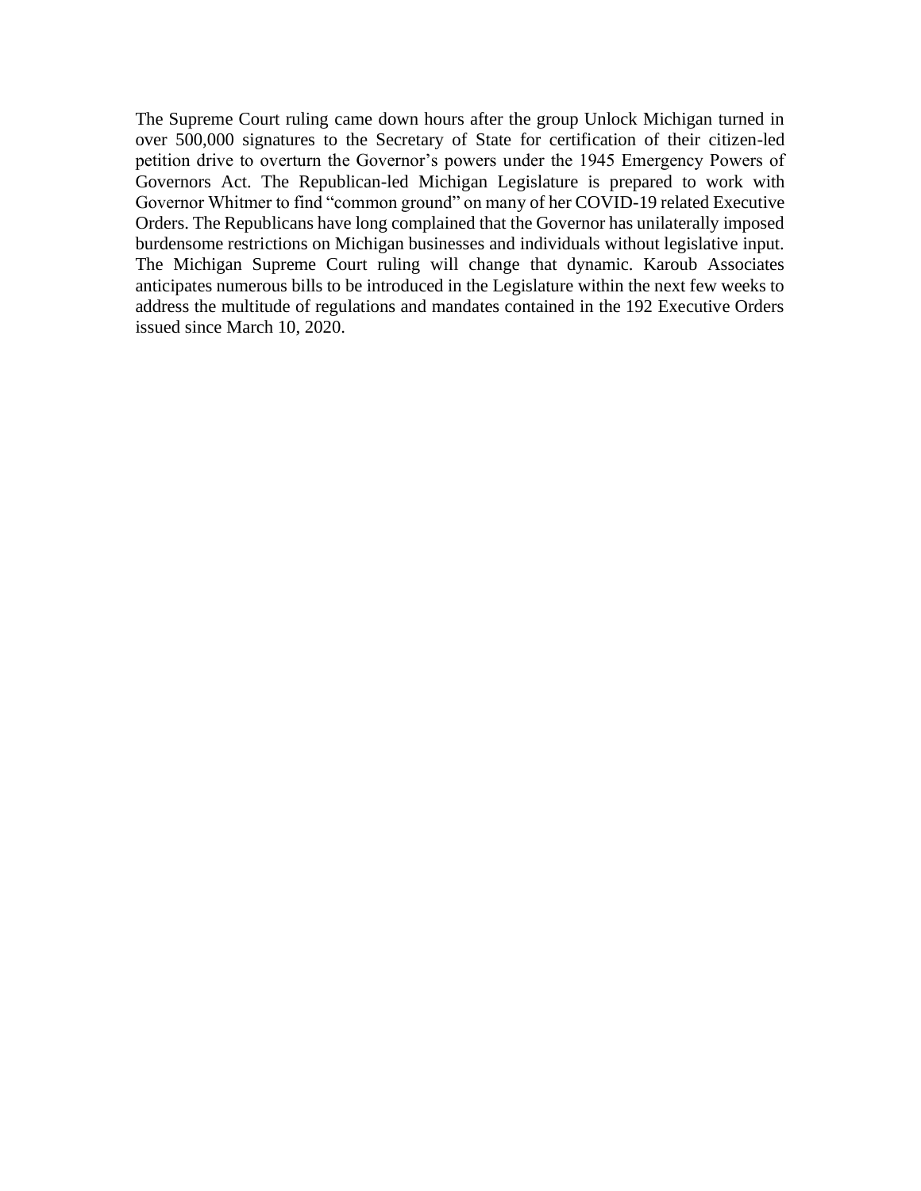The Supreme Court ruling came down hours after the group Unlock Michigan turned in over 500,000 signatures to the Secretary of State for certification of their citizen-led petition drive to overturn the Governor's powers under the 1945 Emergency Powers of Governors Act. The Republican-led Michigan Legislature is prepared to work with Governor Whitmer to find "common ground" on many of her COVID-19 related Executive Orders. The Republicans have long complained that the Governor has unilaterally imposed burdensome restrictions on Michigan businesses and individuals without legislative input. The Michigan Supreme Court ruling will change that dynamic. Karoub Associates anticipates numerous bills to be introduced in the Legislature within the next few weeks to address the multitude of regulations and mandates contained in the 192 Executive Orders issued since March 10, 2020.